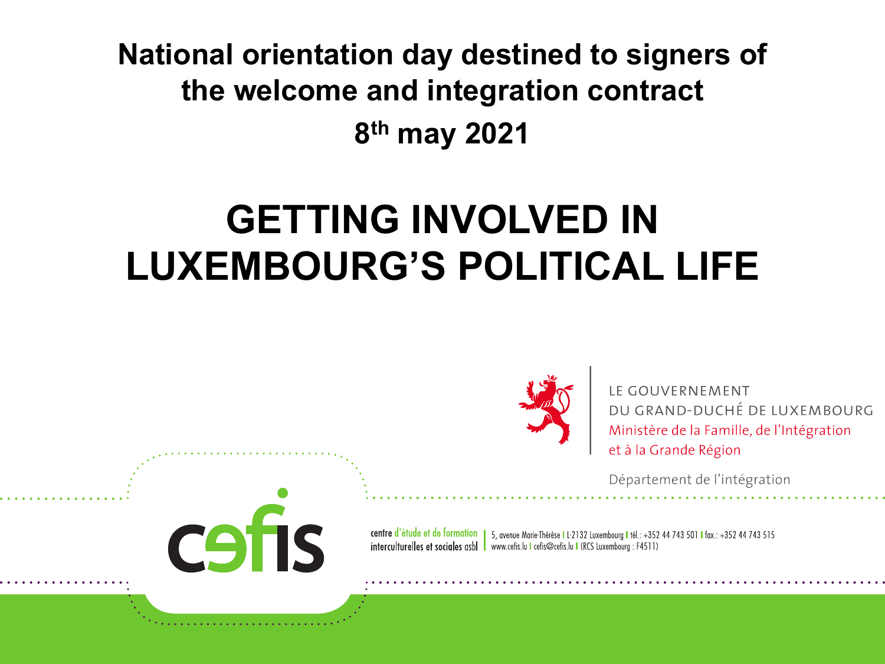**National orientation day destined to signers of the welcome and integration contract**

**8th may 2021**

# GETTING INVOLVED IN LUXEMBOURG'S POLITICAL LIFE

LE GOUVERNEMENT
DU GRAND-DUCHÉ DE LUXEMBOURG
Ministère de la Famille, de l'Intégration
et à la Grande Région

Département de l'intégration

cefis

centre d'étude et de formation interculturelles et sociales asbl | 5, avenue Marie-Thérèse | L-2132 Luxembourg | tél.: +352 44 743 501 | fax.: +352 44 743 515
www.cefis.lu | cefis@cefis.lu | (RCS Luxembourg : F4511)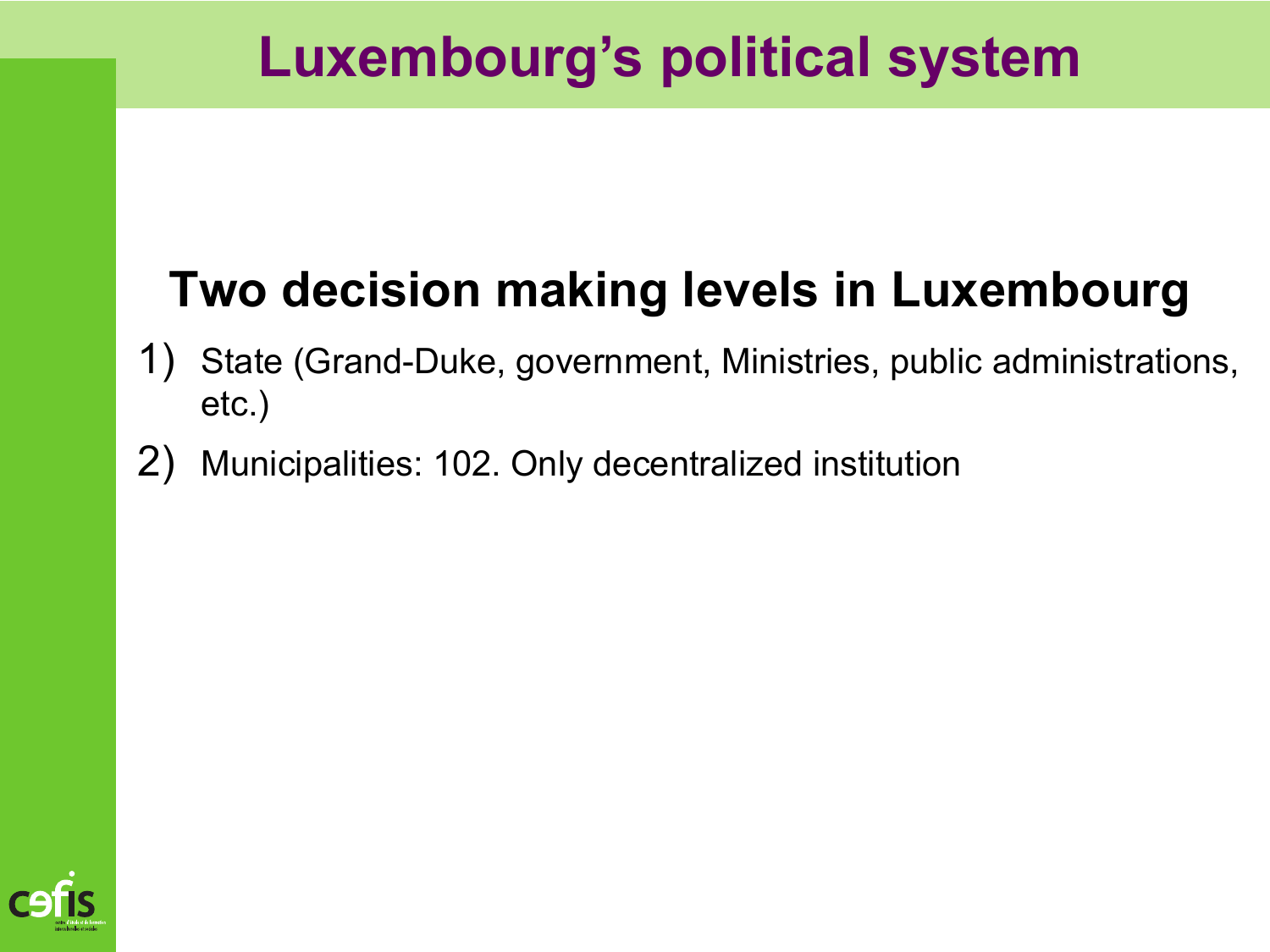# Luxembourg's political system

## Two decision making levels in Luxembourg

1) State (Grand-Duke, government, Ministries, public administrations, etc.)
2) Municipalities: 102. Only decentralized institution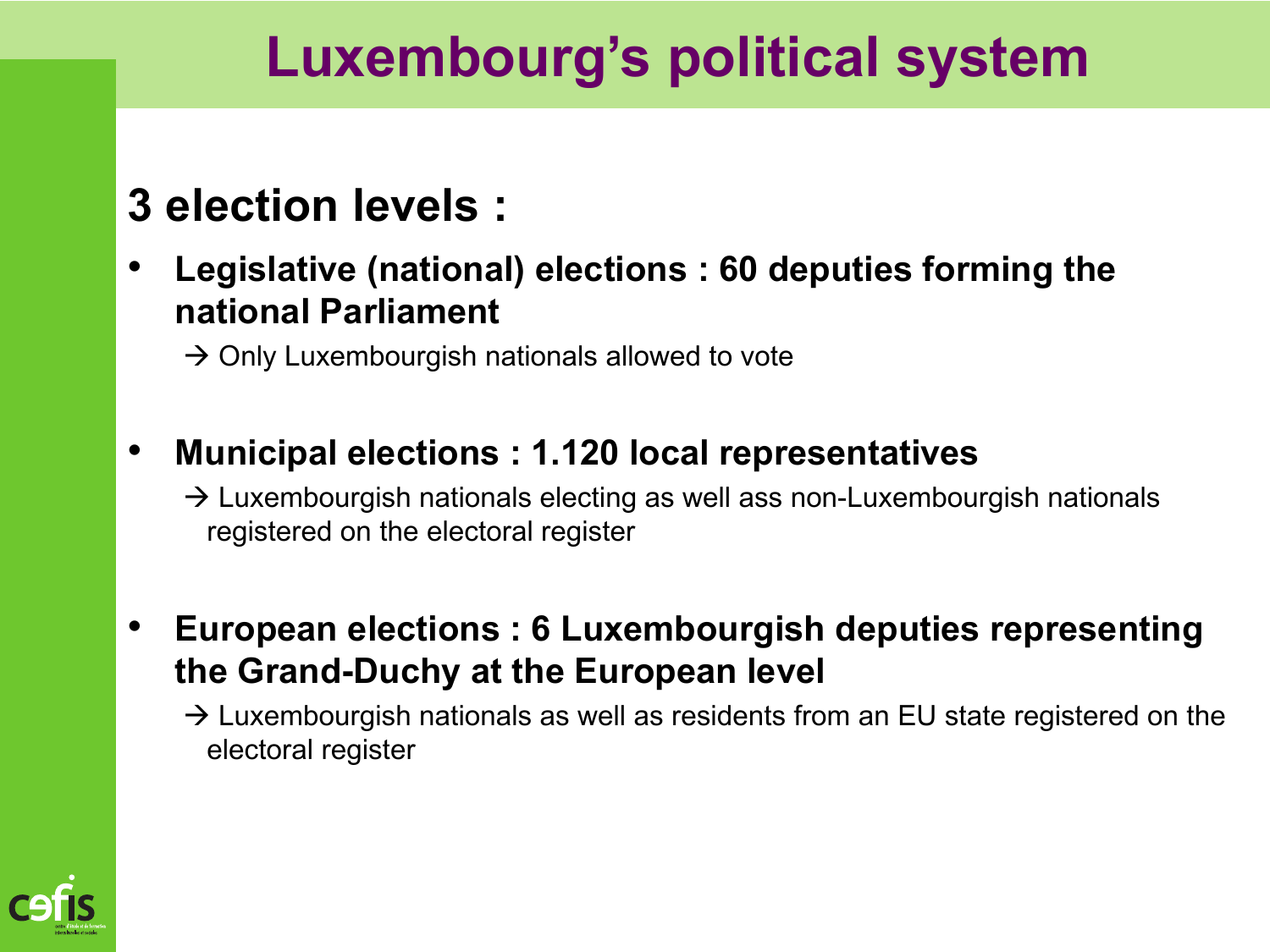# Luxembourg's political system

## 3 election levels :

- **Legislative (national) elections : 60 deputies forming the national Parliament**

  → Only Luxembourgish nationals allowed to vote

- **Municipal elections : 1.120 local representatives**

  → Luxembourgish nationals electing as well ass non-Luxembourgish nationals registered on the electoral register

- **European elections : 6 Luxembourgish deputies representing the Grand-Duchy at the European level**

  → Luxembourgish nationals as well as residents from an EU state registered on the electoral register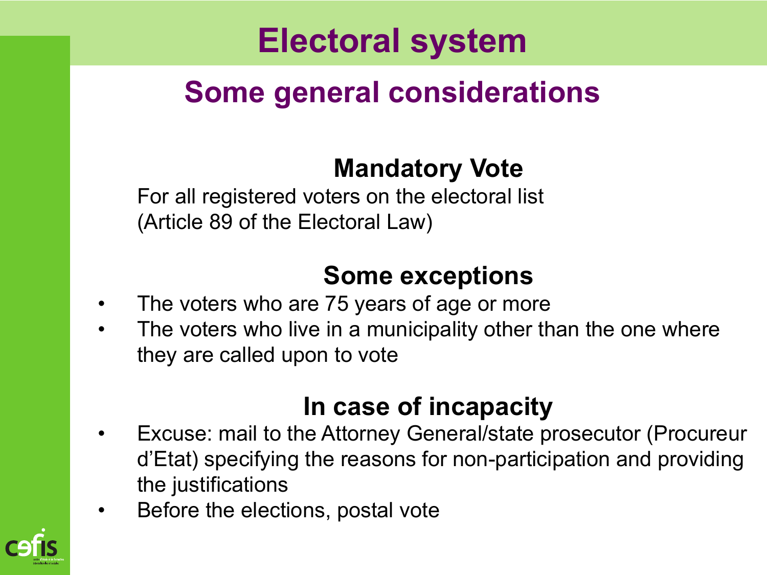# Electoral system

## Some general considerations

### Mandatory Vote

For all registered voters on the electoral list
(Article 89 of the Electoral Law)

### Some exceptions

- The voters who are 75 years of age or more
- The voters who live in a municipality other than the one where they are called upon to vote

### In case of incapacity

- Excuse: mail to the Attorney General/state prosecutor (Procureur d'Etat) specifying the reasons for non-participation and providing the justifications
- Before the elections, postal vote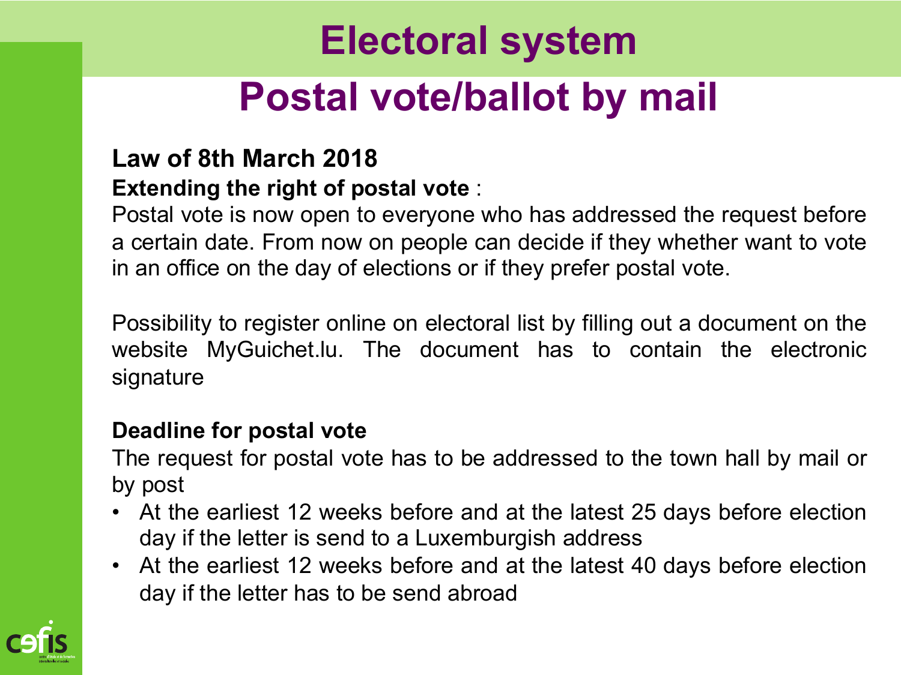# Electoral system

## Postal vote/ballot by mail

**Law of 8th March 2018**

**Extending the right of postal vote** :

Postal vote is now open to everyone who has addressed the request before a certain date. From now on people can decide if they whether want to vote in an office on the day of elections or if they prefer postal vote.

Possibility to register online on electoral list by filling out a document on the website MyGuichet.lu. The document has to contain the electronic signature

**Deadline for postal vote**

The request for postal vote has to be addressed to the town hall by mail or by post

- At the earliest 12 weeks before and at the latest 25 days before election day if the letter is send to a Luxemburgish address
- At the earliest 12 weeks before and at the latest 40 days before election day if the letter has to be send abroad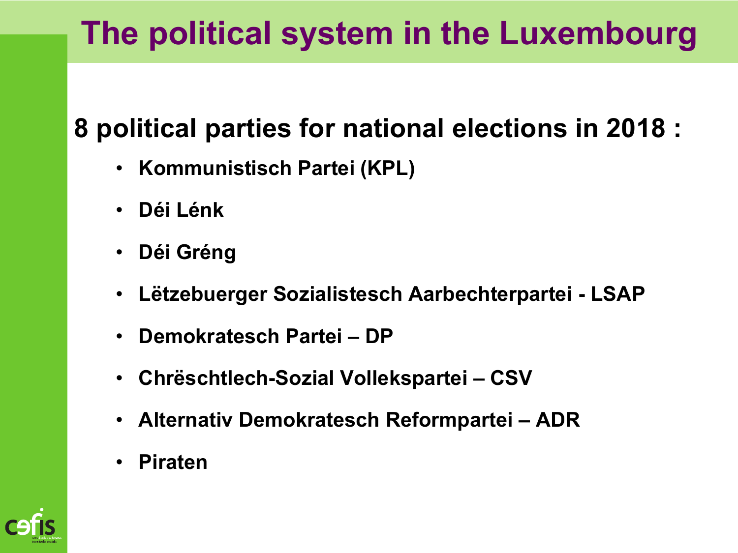# The political system in the Luxembourg

## 8 political parties for national elections in 2018 :

- **Kommunistisch Partei (KPL)**
- **Déi Lénk**
- **Déi Gréng**
- **Lëtzebuerger Sozialistesch Aarbechterpartei - LSAP**
- **Demokratesch Partei – DP**
- **Chrëschtlech-Sozial Vollekspartei – CSV**
- **Alternativ Demokratesch Reformpartei – ADR**
- **Piraten**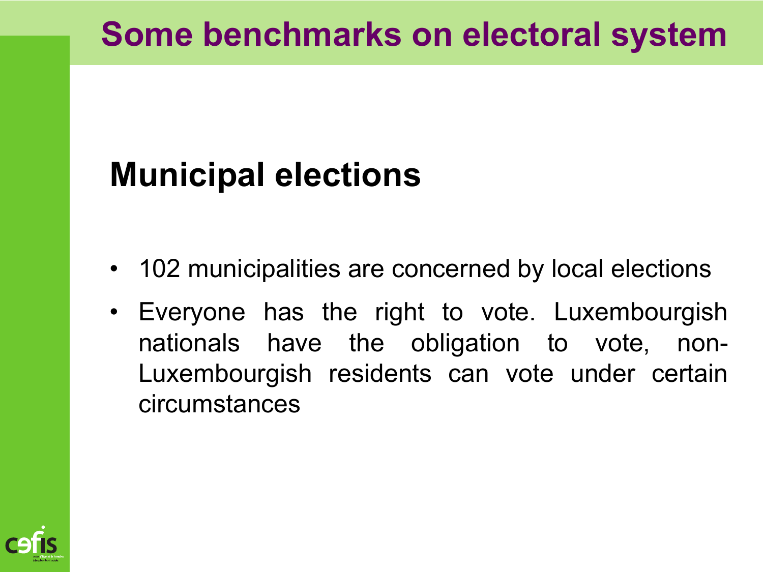# Some benchmarks on electoral system

## Municipal elections

- 102 municipalities are concerned by local elections
- Everyone has the right to vote. Luxembourgish nationals have the obligation to vote, non-Luxembourgish residents can vote under certain circumstances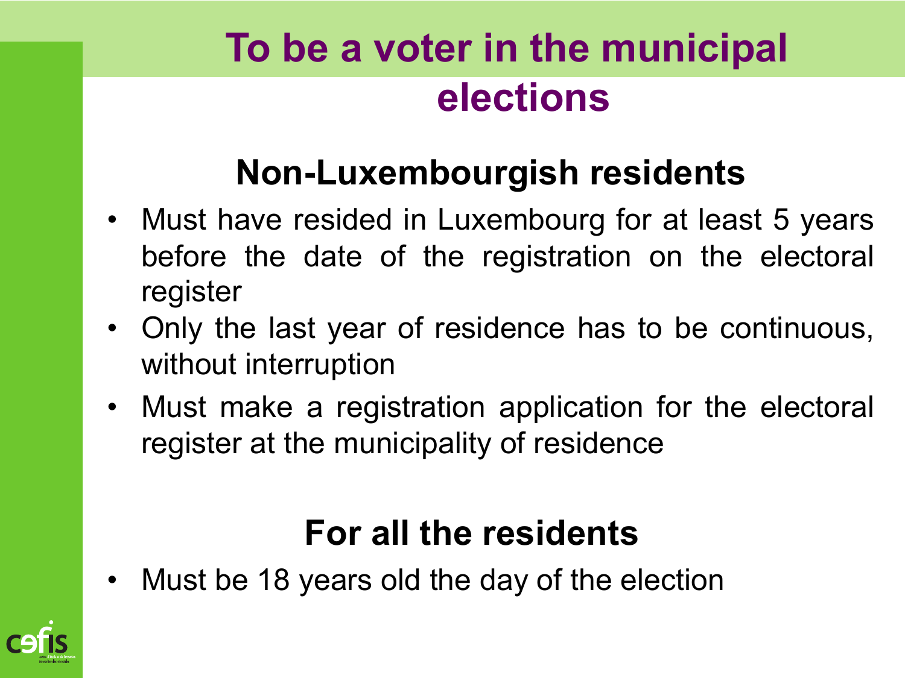# To be a voter in the municipal elections

## Non-Luxembourgish residents

- Must have resided in Luxembourg for at least 5 years before the date of the registration on the electoral register
- Only the last year of residence has to be continuous, without interruption
- Must make a registration application for the electoral register at the municipality of residence

## For all the residents

- Must be 18 years old the day of the election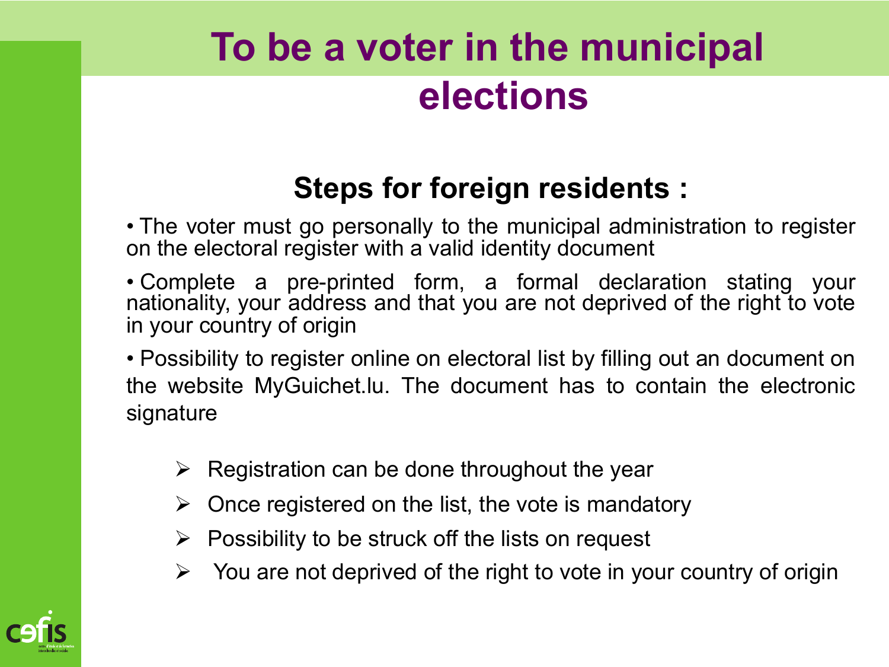# To be a voter in the municipal elections

## Steps for foreign residents :

- The voter must go personally to the municipal administration to register on the electoral register with a valid identity document
- Complete a pre-printed form, a formal declaration stating your nationality, your address and that you are not deprived of the right to vote in your country of origin
- Possibility to register online on electoral list by filling out an document on the website MyGuichet.lu. The document has to contain the electronic signature

  - Registration can be done throughout the year
  - Once registered on the list, the vote is mandatory
  - Possibility to be struck off the lists on request
  - You are not deprived of the right to vote in your country of origin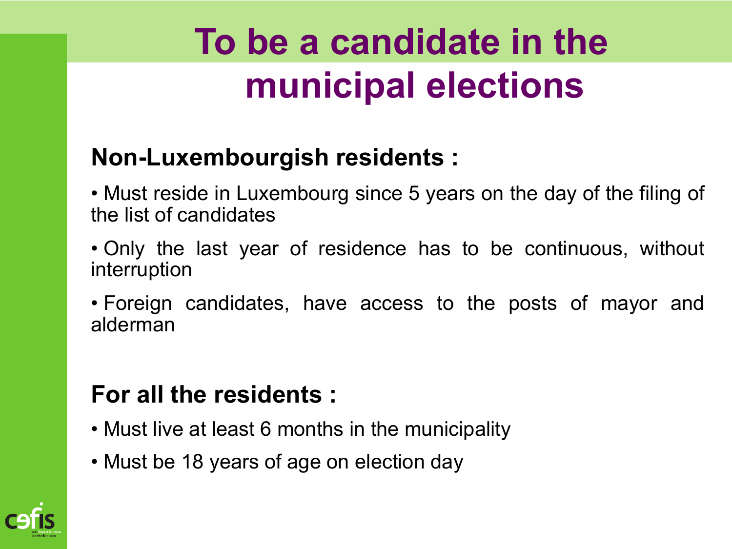# To be a candidate in the municipal elections

## Non-Luxembourgish residents :

- Must reside in Luxembourg since 5 years on the day of the filing of the list of candidates
- Only the last year of residence has to be continuous, without interruption
- Foreign candidates, have access to the posts of mayor and alderman

## For all the residents :

- Must live at least 6 months in the municipality
- Must be 18 years of age on election day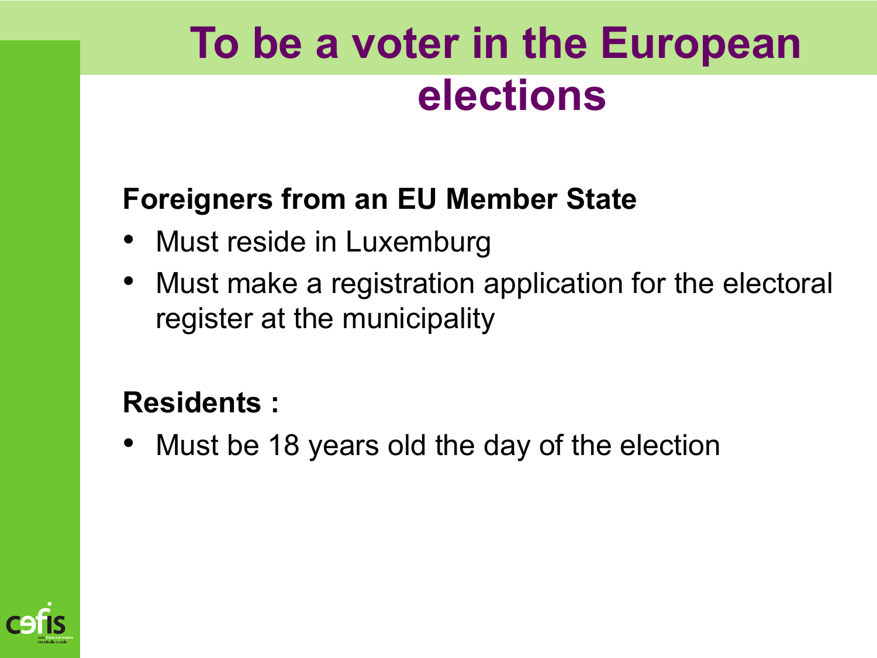# To be a voter in the European elections

**Foreigners from an EU Member State**

- Must reside in Luxemburg
- Must make a registration application for the electoral register at the municipality

**Residents :**

- Must be 18 years old the day of the election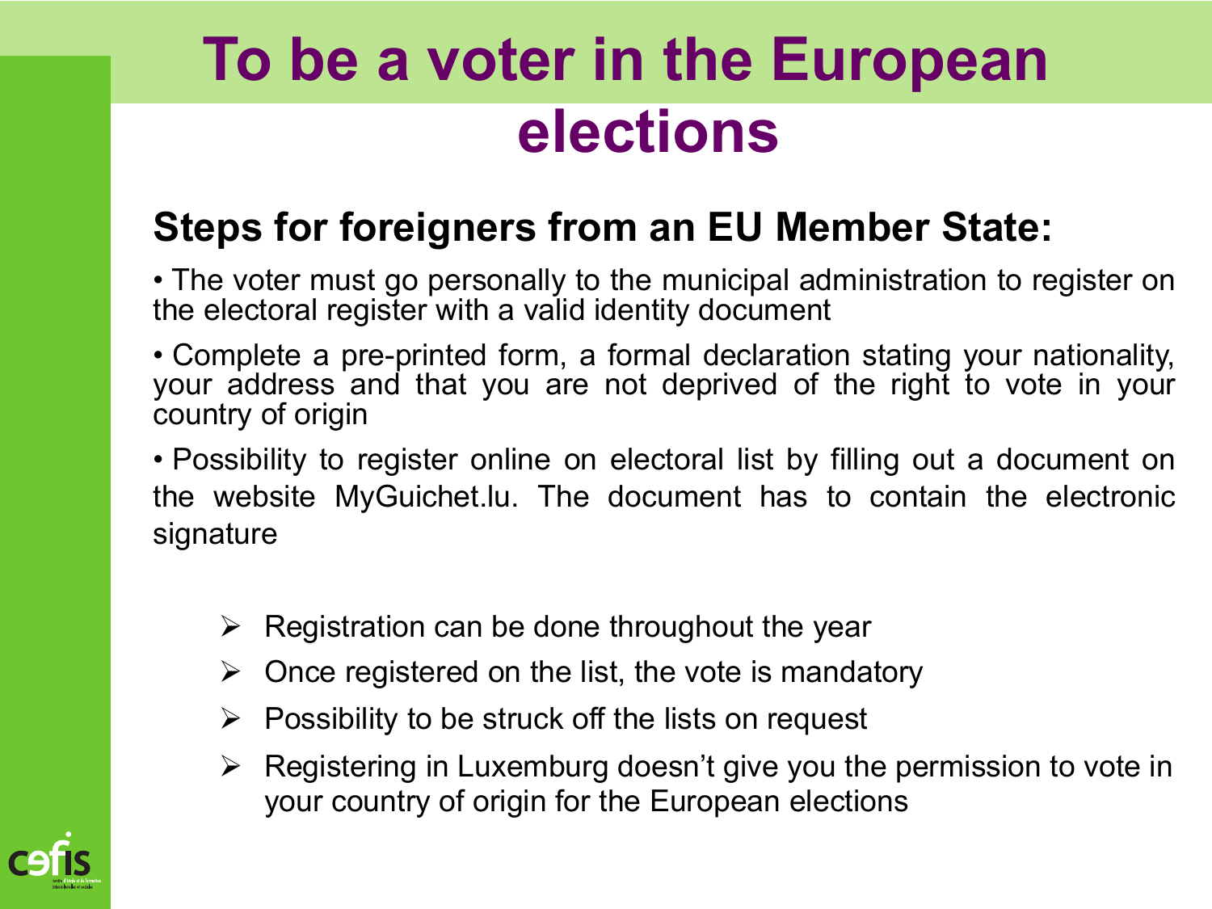# To be a voter in the European elections

## Steps for foreigners from an EU Member State:

• The voter must go personally to the municipal administration to register on the electoral register with a valid identity document

• Complete a pre-printed form, a formal declaration stating your nationality, your address and that you are not deprived of the right to vote in your country of origin

• Possibility to register online on electoral list by filling out a document on the website MyGuichet.lu. The document has to contain the electronic signature

- Registration can be done throughout the year
- Once registered on the list, the vote is mandatory
- Possibility to be struck off the lists on request
- Registering in Luxemburg doesn't give you the permission to vote in your country of origin for the European elections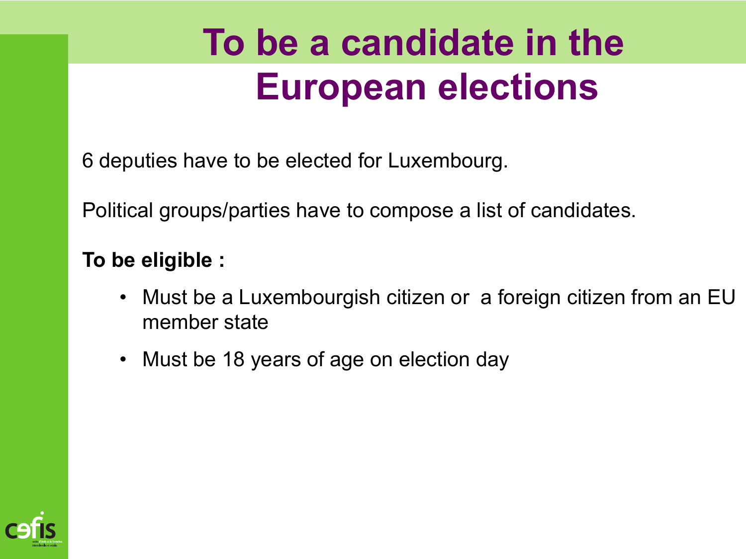# To be a candidate in the European elections

6 deputies have to be elected for Luxembourg.

Political groups/parties have to compose a list of candidates.

**To be eligible :**

- Must be a Luxembourgish citizen or a foreign citizen from an EU member state
- Must be 18 years of age on election day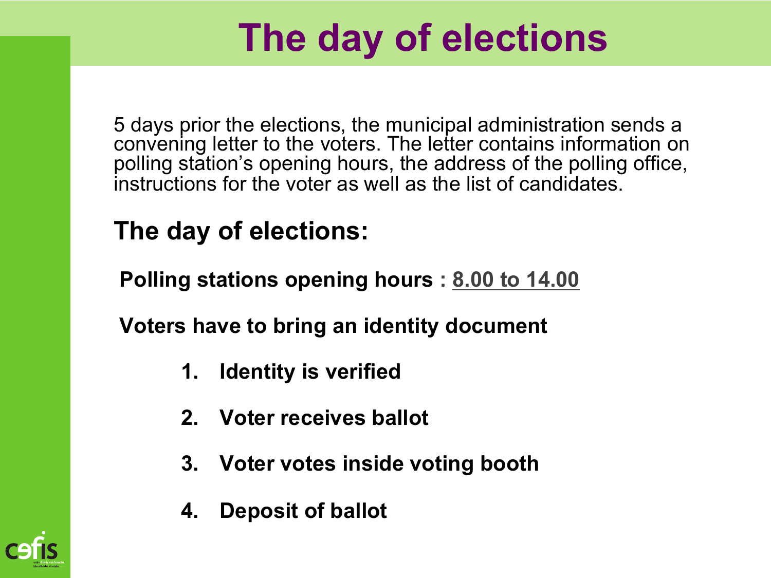# The day of elections

5 days prior the elections, the municipal administration sends a convening letter to the voters. The letter contains information on polling station's opening hours, the address of the polling office, instructions for the voter as well as the list of candidates.

## The day of elections:

**Polling stations opening hours : 8.00 to 14.00**

**Voters have to bring an identity document**

1. **Identity is verified**
2. **Voter receives ballot**
3. **Voter votes inside voting booth**
4. **Deposit of ballot**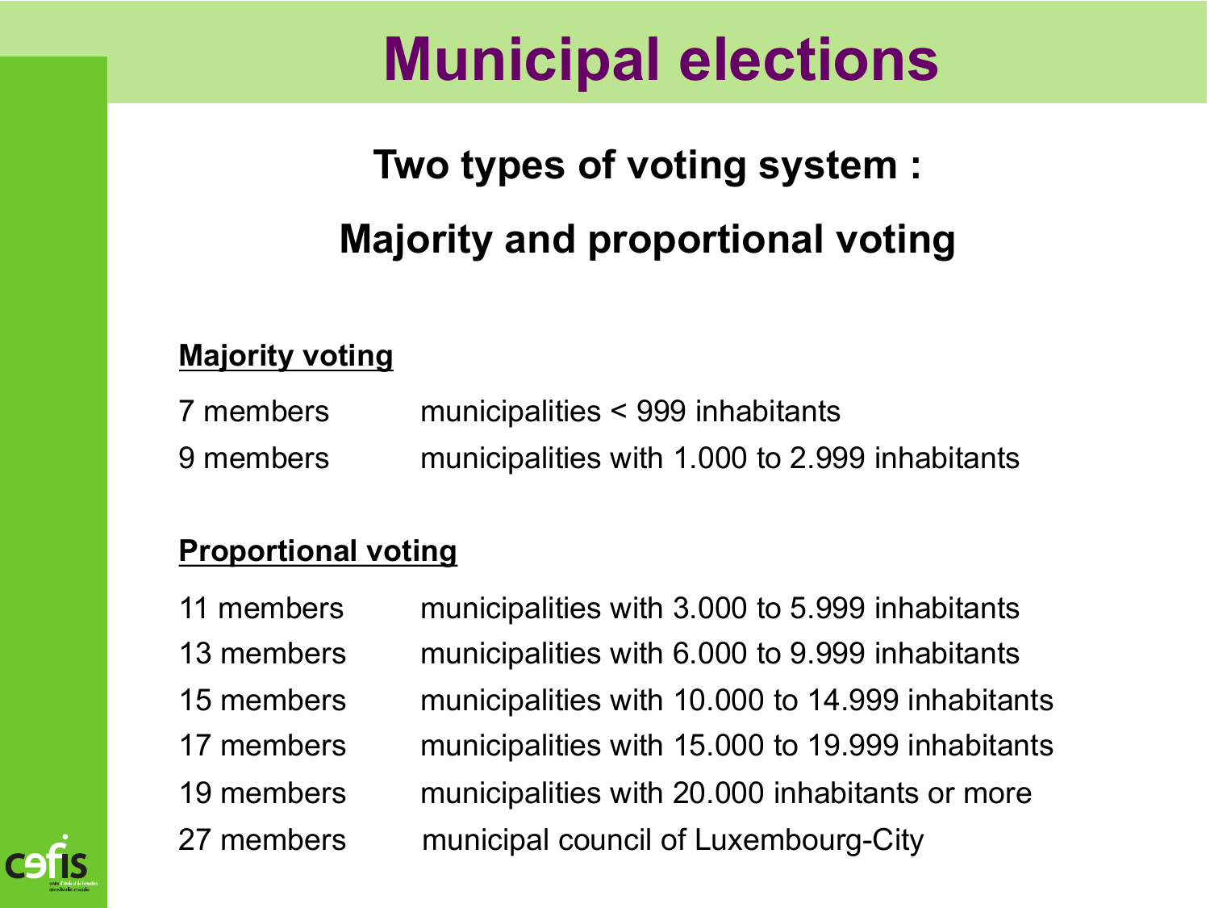# Municipal elections

## Two types of voting system :

## Majority and proportional voting

**Majority voting**

| | |
|---|---|
| 7 members | municipalities < 999 inhabitants |
| 9 members | municipalities with 1.000 to 2.999 inhabitants |

**Proportional voting**

| | |
|---|---|
| 11 members | municipalities with 3.000 to 5.999 inhabitants |
| 13 members | municipalities with 6.000 to 9.999 inhabitants |
| 15 members | municipalities with 10.000 to 14.999 inhabitants |
| 17 members | municipalities with 15.000 to 19.999 inhabitants |
| 19 members | municipalities with 20.000 inhabitants or more |
| 27 members | municipal council of Luxembourg-City |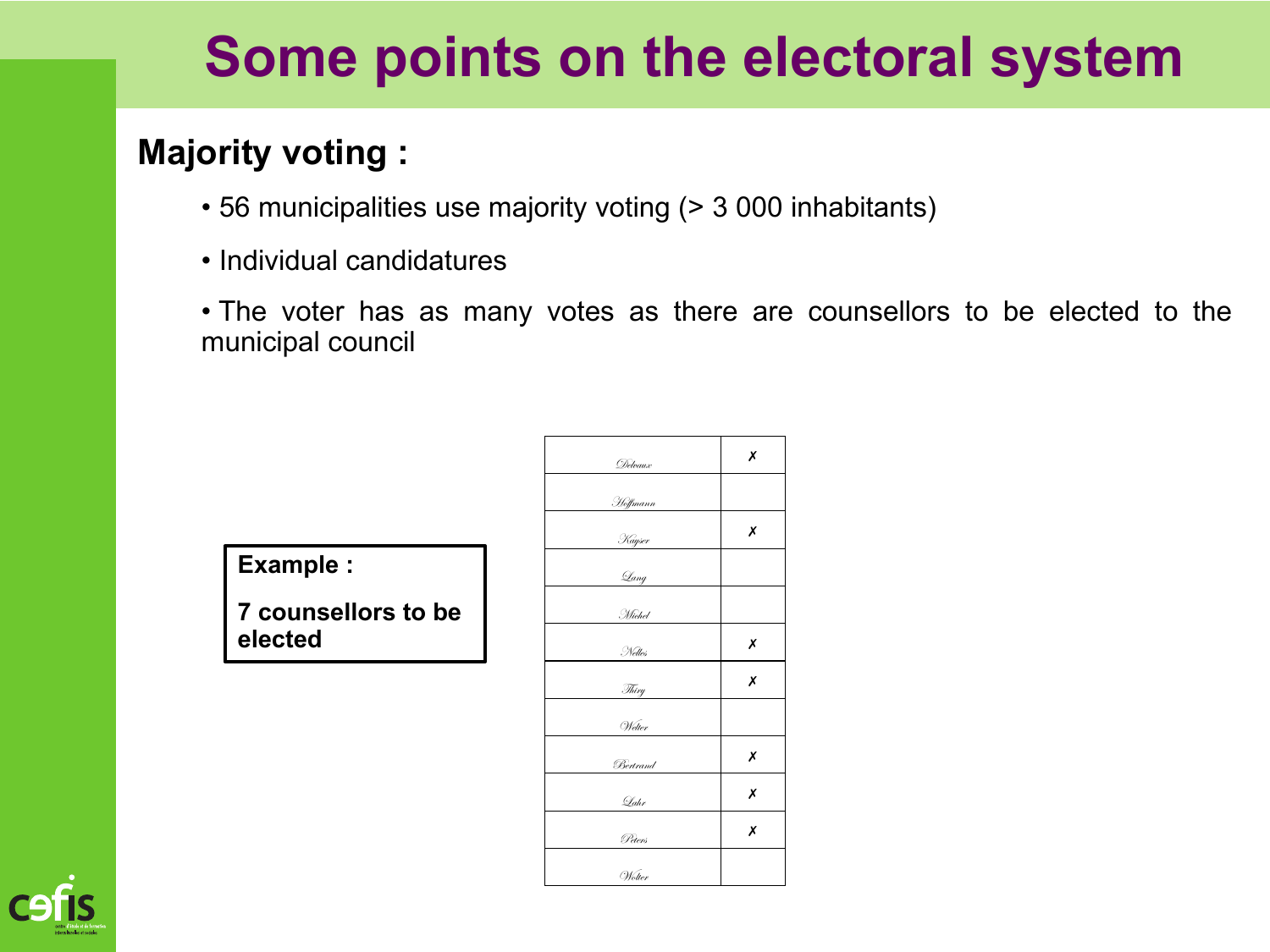# Some points on the electoral system

## Majority voting :

- 56 municipalities use majority voting (> 3 000 inhabitants)
- Individual candidatures
- The voter has as many votes as there are counsellors to be elected to the municipal council

**Example :**

**7 counsellors to be elected**

| | |
|---|---|
| Delvaux | ✗ |
| Hoffmann | |
| Kayser | ✗ |
| Lang | |
| Michel | |
| Nelles | ✗ |
| Thiry | ✗ |
| Welter | |
| Bertrand | ✗ |
| Luhr | ✗ |
| Peters | ✗ |
| Wolter | |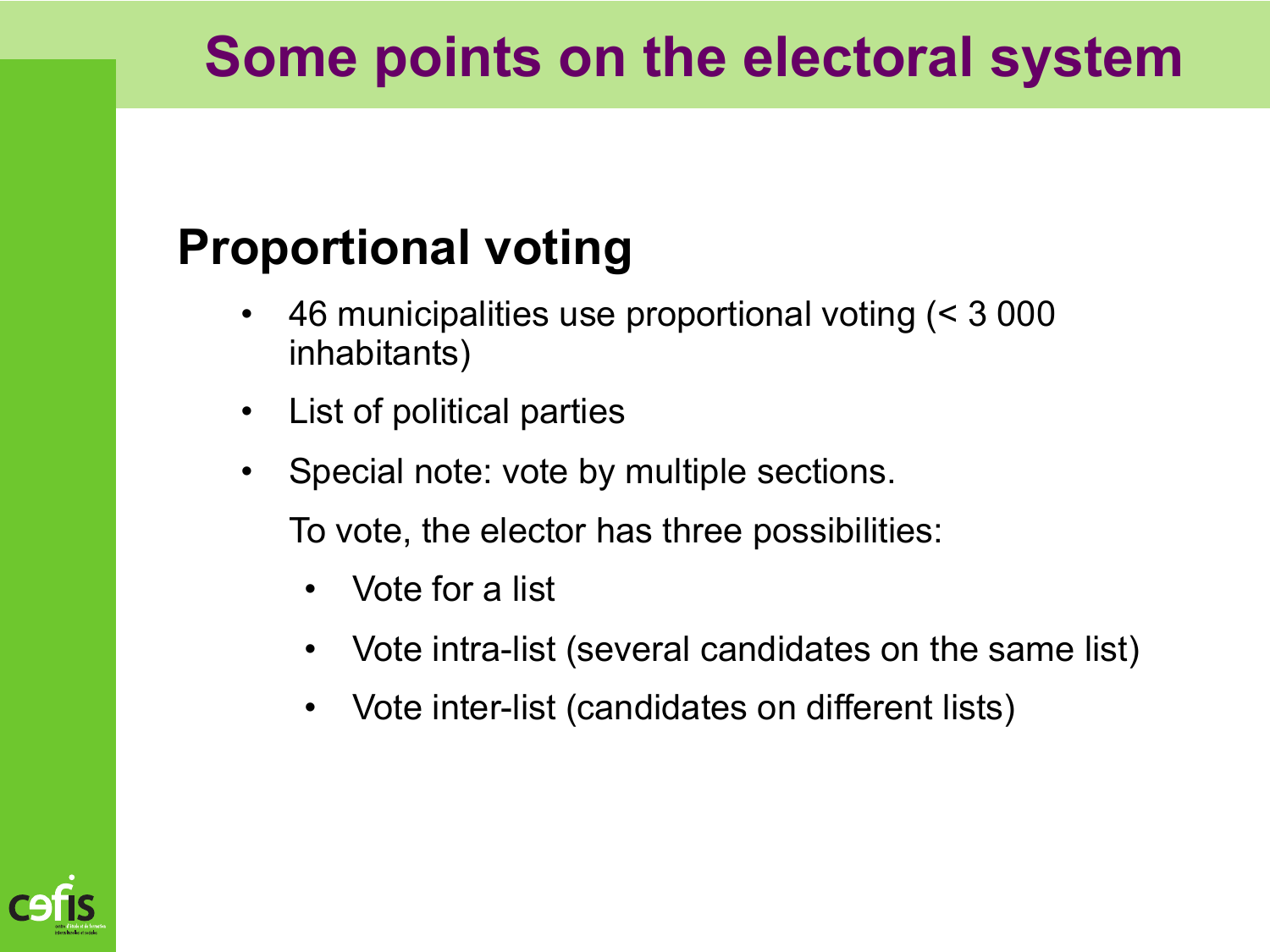# Some points on the electoral system

## Proportional voting

- 46 municipalities use proportional voting (< 3 000 inhabitants)
- List of political parties
- Special note: vote by multiple sections.

  To vote, the elector has three possibilities:

  - Vote for a list
  - Vote intra-list (several candidates on the same list)
  - Vote inter-list (candidates on different lists)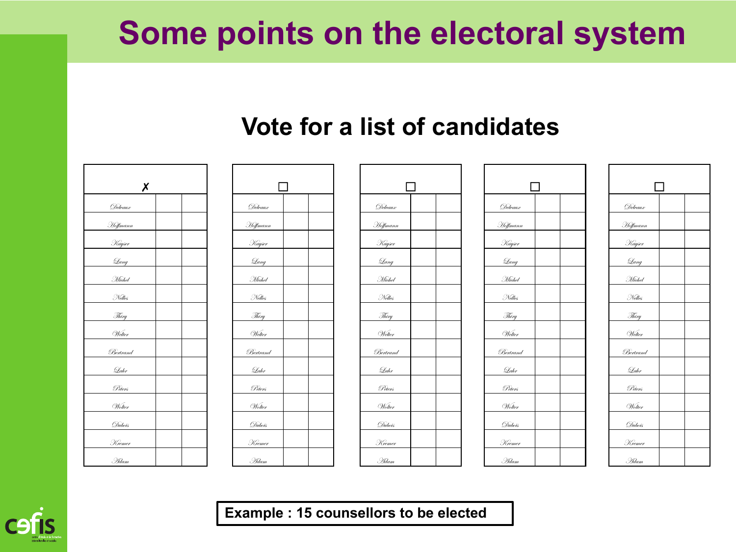# Some points on the electoral system

## Vote for a list of candidates

| ✗ | | |
|---|---|---|
| Delvaux | | |
| Hoffmann | | |
| Kayser | | |
| Lang | | |
| Michel | | |
| Nelles | | |
| Thiry | | |
| Welter | | |
| Bertrand | | |
| Lahr | | |
| Peters | | |
| Wolter | | |
| Dubois | | |
| Kremer | | |
| Adam | | |

| ☐ | | |
|---|---|---|
| Delvaux | | |
| Hoffmann | | |
| Kayser | | |
| Lang | | |
| Michel | | |
| Nelles | | |
| Thiry | | |
| Welter | | |
| Bertrand | | |
| Lahr | | |
| Peters | | |
| Wolter | | |
| Dubois | | |
| Kremer | | |
| Adam | | |

| ☐ | | |
|---|---|---|
| Delvaux | | |
| Hoffmann | | |
| Kayser | | |
| Lang | | |
| Michel | | |
| Nelles | | |
| Thiry | | |
| Welter | | |
| Bertrand | | |
| Lahr | | |
| Peters | | |
| Wolter | | |
| Dubois | | |
| Kremer | | |
| Adam | | |

| ☐ | | |
|---|---|---|
| Delvaux | | |
| Hoffmann | | |
| Kayser | | |
| Lang | | |
| Michel | | |
| Nelles | | |
| Thiry | | |
| Welter | | |
| Bertrand | | |
| Lahr | | |
| Peters | | |
| Wolter | | |
| Dubois | | |
| Kremer | | |
| Adam | | |

| ☐ | | |
|---|---|---|
| Delvaux | | |
| Hoffmann | | |
| Kayser | | |
| Lang | | |
| Michel | | |
| Nelles | | |
| Thiry | | |
| Welter | | |
| Bertrand | | |
| Lahr | | |
| Peters | | |
| Wolter | | |
| Dubois | | |
| Kremer | | |
| Adam | | |

**Example : 15 counsellors to be elected**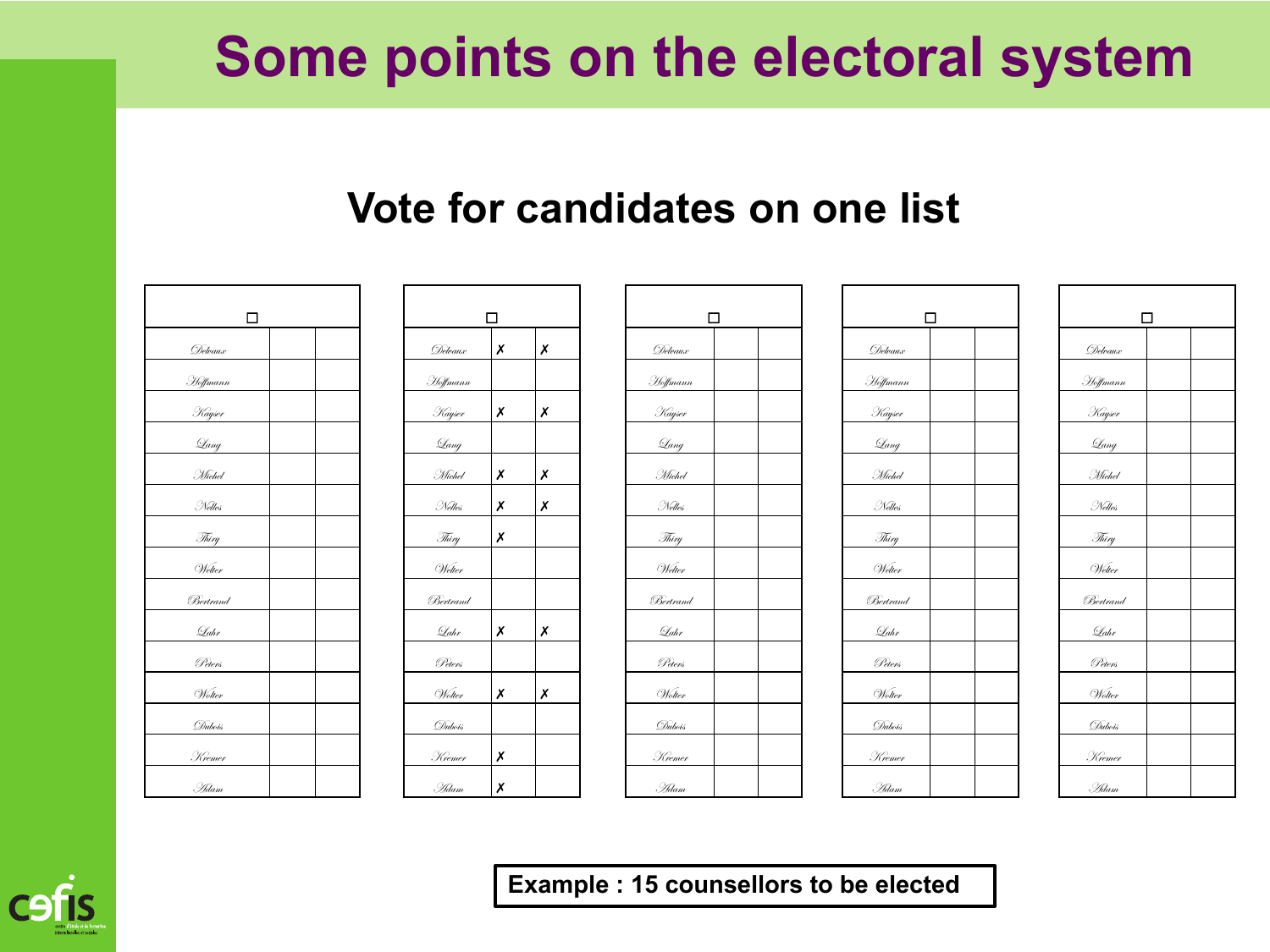# Some points on the electoral system

## Vote for candidates on one list

| ☐ | | |
|---|---|---|
| Delvaux | | |
| Hoffmann | | |
| Kayser | | |
| Lang | | |
| Michel | | |
| Nelles | | |
| Thiry | | |
| Welter | | |
| Bertrand | | |
| Lahr | | |
| Peters | | |
| Wolter | | |
| Dubois | | |
| Kremer | | |
| Adam | | |

| ☐ | | |
|---|---|---|
| Delvaux | ✗ | ✗ |
| Hoffmann | | |
| Kayser | ✗ | ✗ |
| Lang | | |
| Michel | ✗ | ✗ |
| Nelles | ✗ | ✗ |
| Thiry | ✗ | |
| Welter | | |
| Bertrand | | |
| Lahr | ✗ | ✗ |
| Peters | | |
| Wolter | ✗ | ✗ |
| Dubois | | |
| Kremer | ✗ | |
| Adam | ✗ | |

| ☐ | | |
|---|---|---|
| Delvaux | | |
| Hoffmann | | |
| Kayser | | |
| Lang | | |
| Michel | | |
| Nelles | | |
| Thiry | | |
| Welter | | |
| Bertrand | | |
| Lahr | | |
| Peters | | |
| Wolter | | |
| Dubois | | |
| Kremer | | |
| Adam | | |

| ☐ | | |
|---|---|---|
| Delvaux | | |
| Hoffmann | | |
| Kayser | | |
| Lang | | |
| Michel | | |
| Nelles | | |
| Thiry | | |
| Welter | | |
| Bertrand | | |
| Lahr | | |
| Peters | | |
| Wolter | | |
| Dubois | | |
| Kremer | | |
| Adam | | |

| ☐ | | |
|---|---|---|
| Delvaux | | |
| Hoffmann | | |
| Kayser | | |
| Lang | | |
| Michel | | |
| Nelles | | |
| Thiry | | |
| Welter | | |
| Bertrand | | |
| Lahr | | |
| Peters | | |
| Wolter | | |
| Dubois | | |
| Kremer | | |
| Adam | | |

**Example : 15 counsellors to be elected**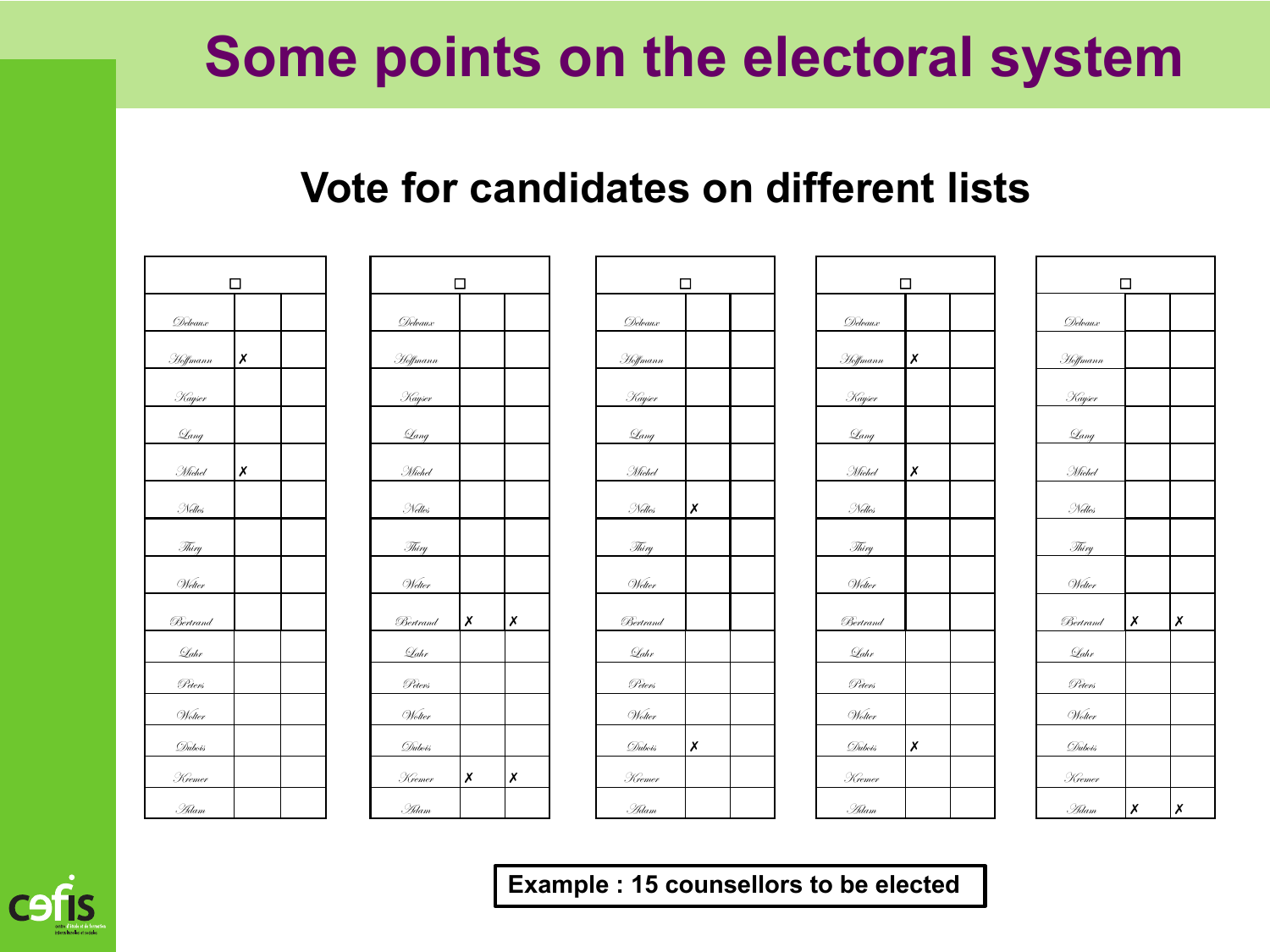# Some points on the electoral system

## Vote for candidates on different lists

| ☐ | | |
|---|---|---|
| Delvaux | | |
| Hoffmann | ✗ | |
| Kayser | | |
| Lang | | |
| Michel | ✗ | |
| Nelles | | |
| Thiry | | |
| Welter | | |
| Bertrand | | |
| Lahr | | |
| Peters | | |
| Wolter | | |
| Dubois | | |
| Kremer | | |
| Adam | | |

| ☐ | | |
|---|---|---|
| Delvaux | | |
| Hoffmann | | |
| Kayser | | |
| Lang | | |
| Michel | | |
| Nelles | | |
| Thiry | | |
| Welter | | |
| Bertrand | ✗ | ✗ |
| Lahr | | |
| Peters | | |
| Wolter | | |
| Dubois | | |
| Kremer | ✗ | ✗ |
| Adam | | |

| ☐ | | |
|---|---|---|
| Delvaux | | |
| Hoffmann | | |
| Kayser | | |
| Lang | | |
| Michel | | |
| Nelles | ✗ | |
| Thiry | | |
| Welter | | |
| Bertrand | | |
| Lahr | | |
| Peters | | |
| Wolter | | |
| Dubois | ✗ | |
| Kremer | | |
| Adam | | |

| ☐ | | |
|---|---|---|
| Delvaux | | |
| Hoffmann | ✗ | |
| Kayser | | |
| Lang | | |
| Michel | ✗ | |
| Nelles | | |
| Thiry | | |
| Welter | | |
| Bertrand | | |
| Lahr | | |
| Peters | | |
| Wolter | | |
| Dubois | ✗ | |
| Kremer | | |
| Adam | | |

| ☐ | | |
|---|---|---|
| Delvaux | | |
| Hoffmann | | |
| Kayser | | |
| Lang | | |
| Michel | | |
| Nelles | | |
| Thiry | | |
| Welter | | |
| Bertrand | ✗ | ✗ |
| Lahr | | |
| Peters | | |
| Wolter | | |
| Dubois | | |
| Kremer | | |
| Adam | ✗ | ✗ |

**Example : 15 counsellors to be elected**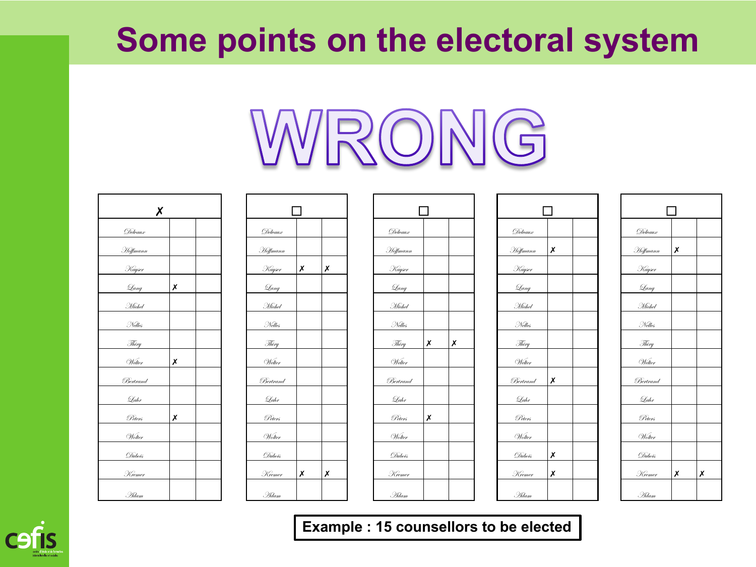# Some points on the electoral system

**WRONG**

| ✗ | | |
|---|---|---|
| Delvaux | | |
| Hoffmann | | |
| Kayser | | |
| Lang | ✗ | |
| Michel | | |
| Nelles | | |
| Thiry | | |
| Welter | ✗ | |
| Bertrand | | |
| Lahr | | |
| Peters | ✗ | |
| Wolter | | |
| Dubois | | |
| Kremer | | |
| Adam | | |

| ☐ | | |
|---|---|---|
| Delvaux | | |
| Hoffmann | | |
| Kayser | ✗ | ✗ |
| Lang | | |
| Michel | | |
| Nelles | | |
| Thiry | | |
| Welter | | |
| Bertrand | | |
| Lahr | | |
| Peters | | |
| Wolter | | |
| Dubois | | |
| Kremer | ✗ | ✗ |
| Adam | | |

| ☐ | | |
|---|---|---|
| Delvaux | | |
| Hoffmann | | |
| Kayser | | |
| Lang | | |
| Michel | | |
| Nelles | | |
| Thiry | ✗ | ✗ |
| Welter | | |
| Bertrand | | |
| Lahr | | |
| Peters | ✗ | |
| Wolter | | |
| Dubois | | |
| Kremer | | |
| Adam | | |

| ☐ | | |
|---|---|---|
| Delvaux | | |
| Hoffmann | ✗ | |
| Kayser | | |
| Lang | | |
| Michel | | |
| Nelles | | |
| Thiry | | |
| Welter | | |
| Bertrand | ✗ | |
| Lahr | | |
| Peters | | |
| Wolter | | |
| Dubois | ✗ | |
| Kremer | ✗ | |
| Adam | | |

| ☐ | | |
|---|---|---|
| Delvaux | | |
| Hoffmann | ✗ | |
| Kayser | | |
| Lang | | |
| Michel | | |
| Nelles | | |
| Thiry | | |
| Welter | | |
| Bertrand | | |
| Lahr | | |
| Peters | | |
| Wolter | | |
| Dubois | | |
| Kremer | ✗ | ✗ |
| Adam | | |

**Example : 15 counsellors to be elected**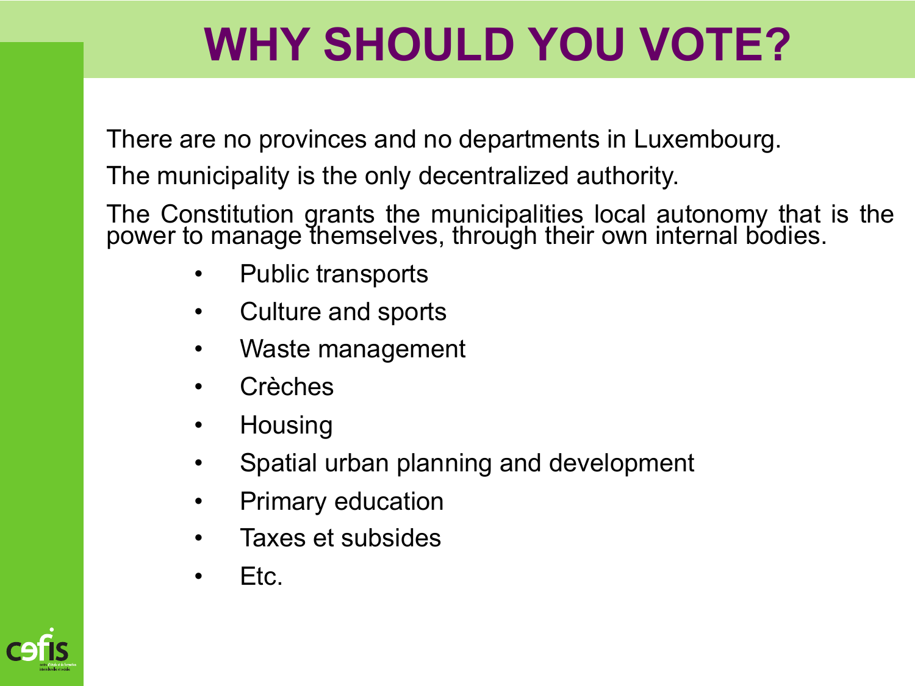# WHY SHOULD YOU VOTE?

There are no provinces and no departments in Luxembourg.

The municipality is the only decentralized authority.

The Constitution grants the municipalities local autonomy that is the power to manage themselves, through their own internal bodies.

- Public transports
- Culture and sports
- Waste management
- Crèches
- Housing
- Spatial urban planning and development
- Primary education
- Taxes et subsides
- Etc.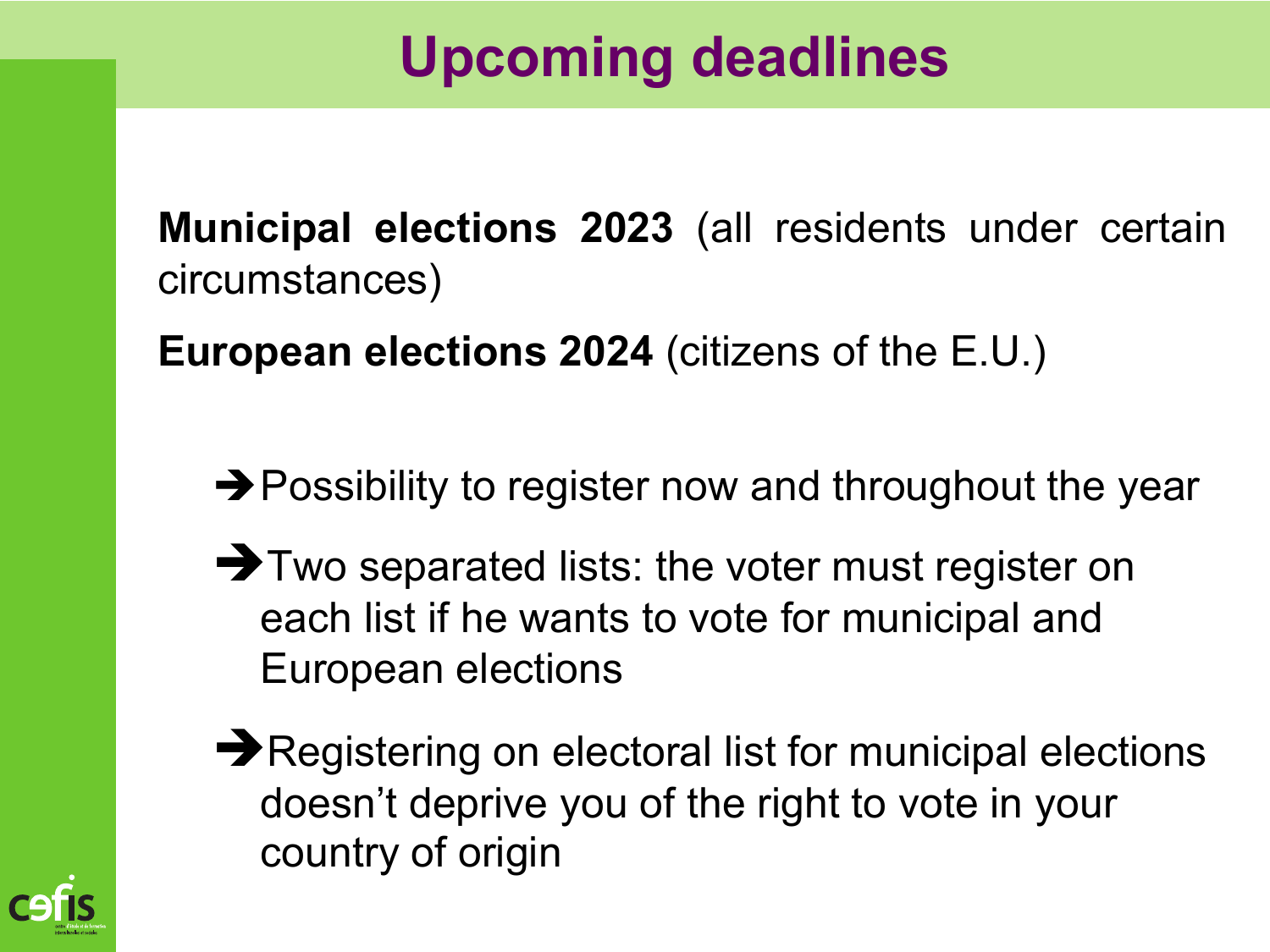# Upcoming deadlines

**Municipal elections 2023** (all residents under certain circumstances)

**European elections 2024** (citizens of the E.U.)

➔ Possibility to register now and throughout the year

➔ Two separated lists: the voter must register on each list if he wants to vote for municipal and European elections

➔ Registering on electoral list for municipal elections doesn't deprive you of the right to vote in your country of origin